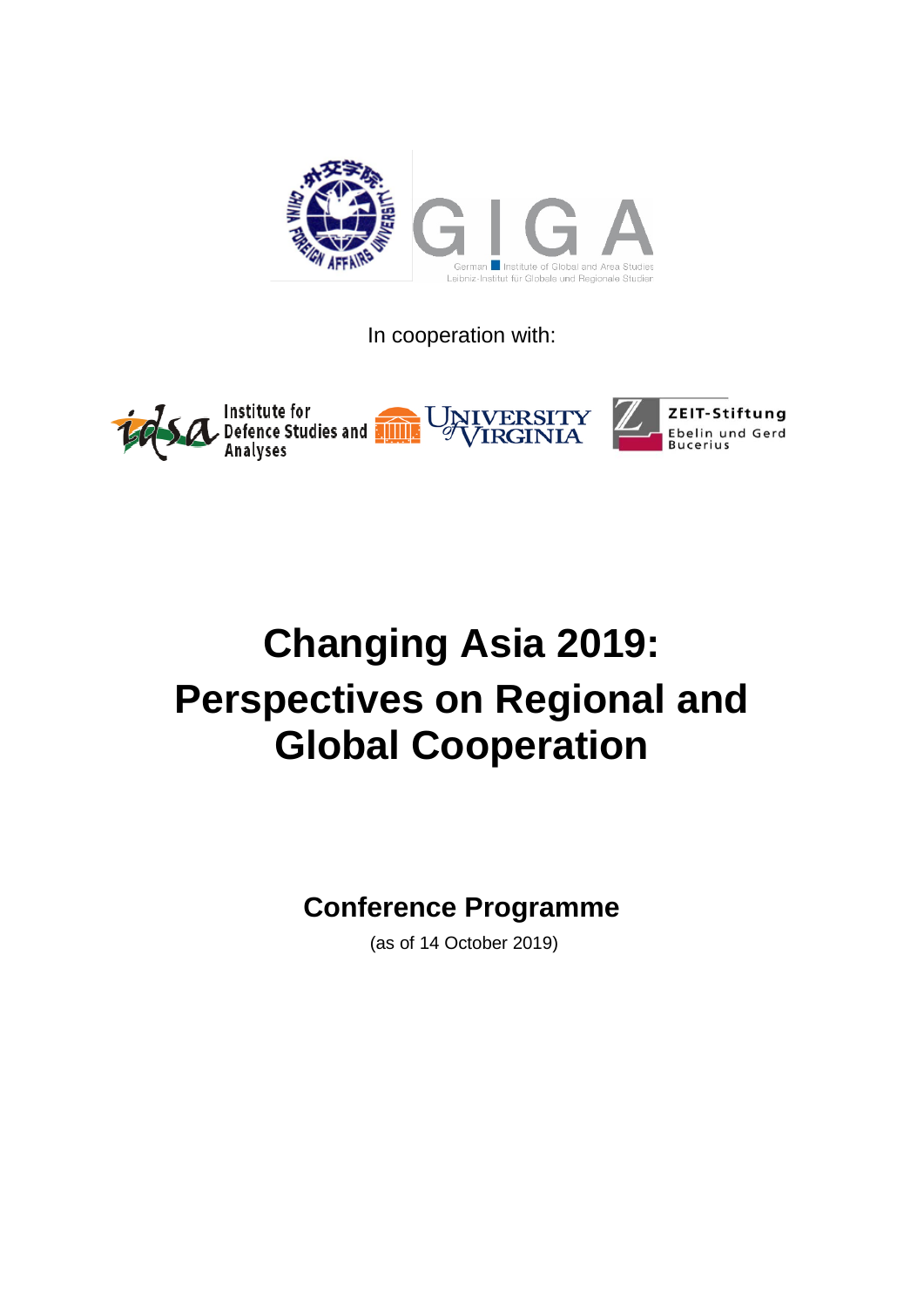In cooperation with:

# Changing Asia 2019: Perspectives on Regional and Global Cooperation

## Conference Programme

(as of 14 October 2019)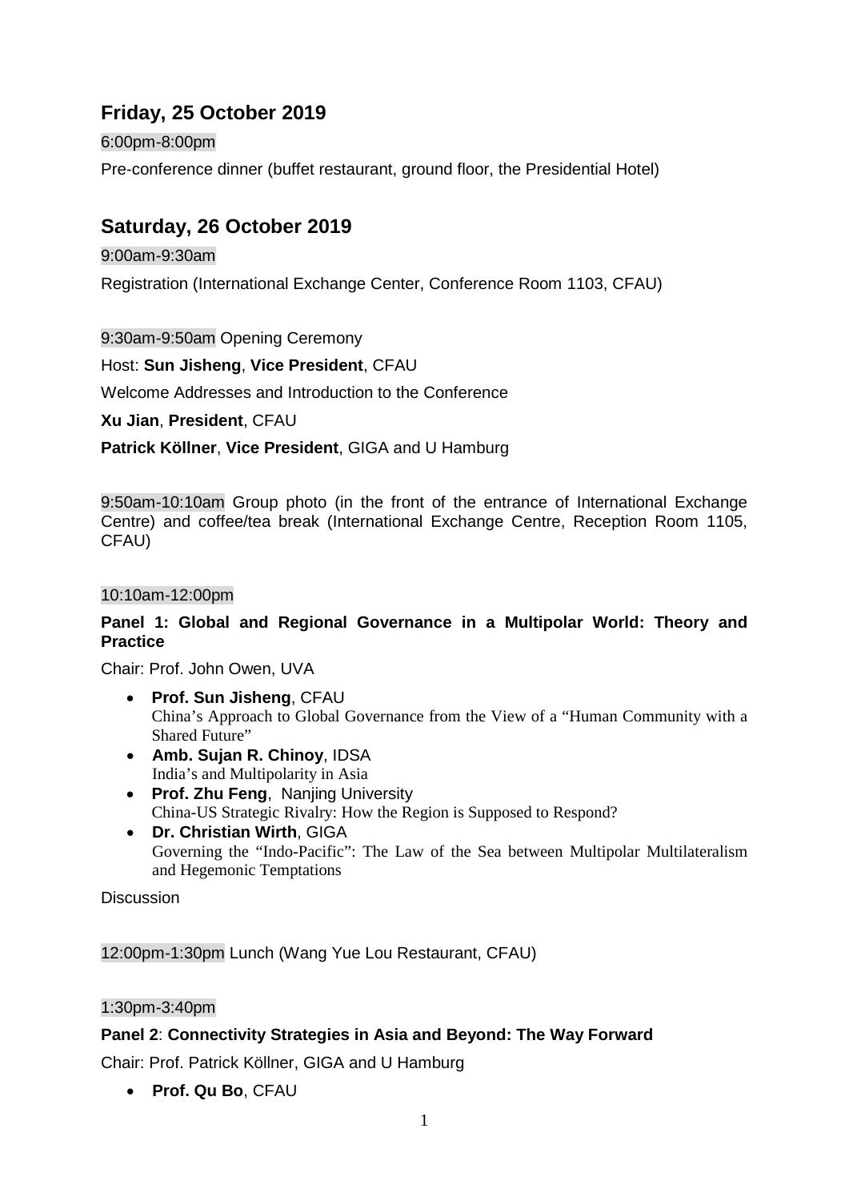## Friday, 25 October 2019

6:00pm-8:00pm

Pre-conference dinner (buffet restaurant, ground floor, the Presidential Hotel)

## Saturday, 26 October 2019

9:00am-9:30am

Registration (International Exchange Center, Conference Room 1103, CFAU)

9:30am-9:50am Opening Ceremony

Host: **Sun Jisheng**, **Vice President**, CFAU

Welcome Addresses and Introduction to the Conference

**Xu Jian**, **President**, CFAU

**Patrick Köllner**, **Vice President**, GIGA and U Hamburg

9:50am-10:10am Group photo (in the front of the entrance of International Exchange Centre) and coffee/tea break (International Exchange Centre, Reception Room 1105, CFAU)

10:10am-12:00pm

**Panel 1: Global and Regional Governance in a Multipolar World: Theory and Practice**

Chair: Prof. John Owen, UVA

- **Prof. Sun Jisheng**, CFAU
  China's Approach to Global Governance from the View of a "Human Community with a Shared Future"
- **Amb. Sujan R. Chinoy**, IDSA
  India's and Multipolarity in Asia
- **Prof. Zhu Feng**, Nanjing University
  China-US Strategic Rivalry: How the Region is Supposed to Respond?
- **Dr. Christian Wirth**, GIGA
  Governing the "Indo-Pacific": The Law of the Sea between Multipolar Multilateralism and Hegemonic Temptations

Discussion

12:00pm-1:30pm Lunch (Wang Yue Lou Restaurant, CFAU)

1:30pm-3:40pm

**Panel 2**: **Connectivity Strategies in Asia and Beyond: The Way Forward**

Chair: Prof. Patrick Köllner, GIGA and U Hamburg

- **Prof. Qu Bo**, CFAU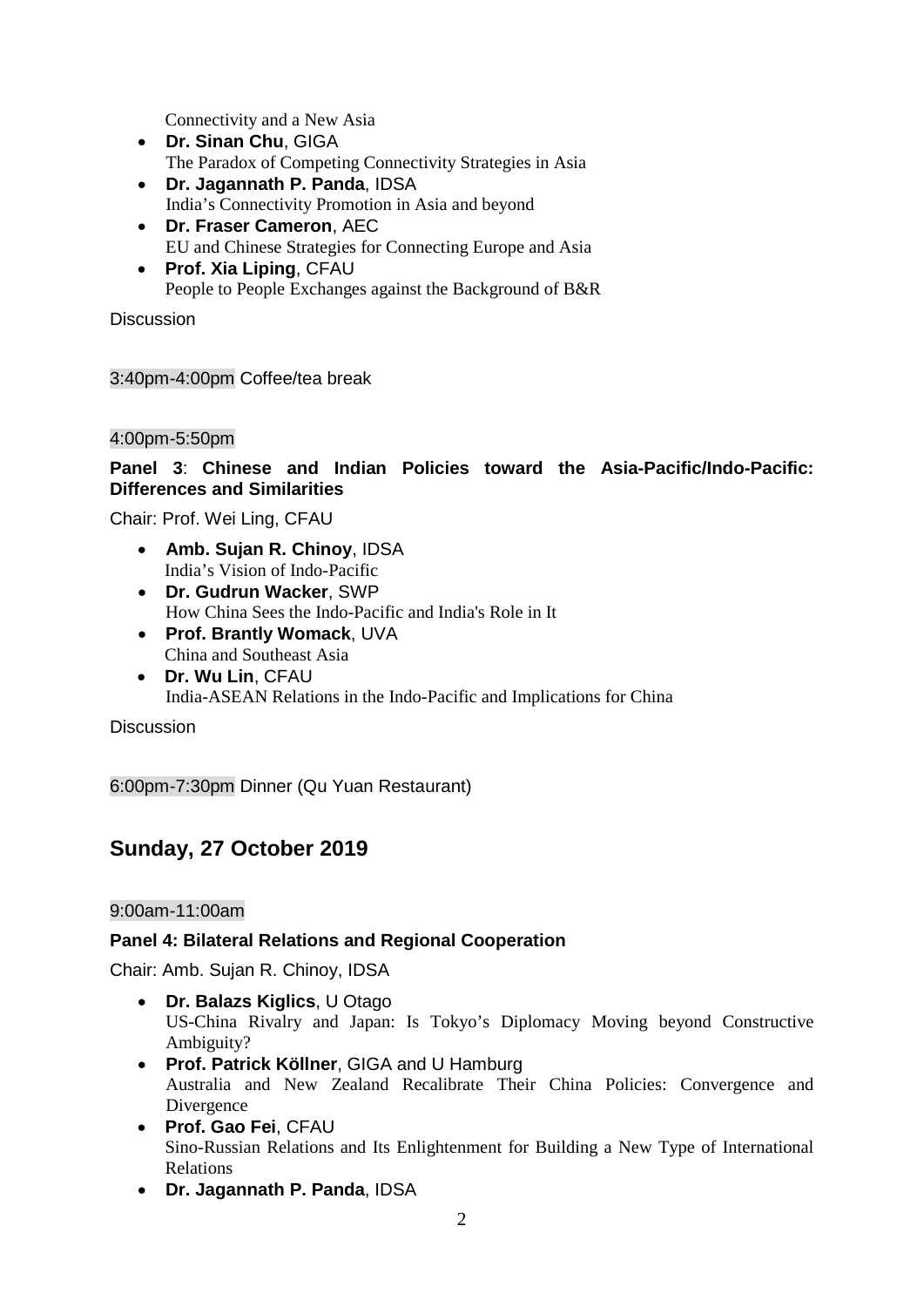Connectivity and a New Asia

- **Dr. Sinan Chu**, GIGA
  The Paradox of Competing Connectivity Strategies in Asia
- **Dr. Jagannath P. Panda**, IDSA
  India's Connectivity Promotion in Asia and beyond
- **Dr. Fraser Cameron**, AEC
  EU and Chinese Strategies for Connecting Europe and Asia
- **Prof. Xia Liping**, CFAU
  People to People Exchanges against the Background of B&R

Discussion

3:40pm-4:00pm Coffee/tea break

4:00pm-5:50pm

**Panel 3**: **Chinese and Indian Policies toward the Asia-Pacific/Indo-Pacific: Differences and Similarities**

Chair: Prof. Wei Ling, CFAU

- **Amb. Sujan R. Chinoy**, IDSA
  India's Vision of Indo-Pacific
- **Dr. Gudrun Wacker**, SWP
  How China Sees the Indo-Pacific and India's Role in It
- **Prof. Brantly Womack**, UVA
  China and Southeast Asia
- **Dr. Wu Lin**, CFAU
  India-ASEAN Relations in the Indo-Pacific and Implications for China

Discussion

6:00pm-7:30pm Dinner (Qu Yuan Restaurant)

## Sunday, 27 October 2019

9:00am-11:00am

**Panel 4: Bilateral Relations and Regional Cooperation**

Chair: Amb. Sujan R. Chinoy, IDSA

- **Dr. Balazs Kiglics**, U Otago
  US-China Rivalry and Japan: Is Tokyo's Diplomacy Moving beyond Constructive Ambiguity?
- **Prof. Patrick Köllner**, GIGA and U Hamburg
  Australia and New Zealand Recalibrate Their China Policies: Convergence and Divergence
- **Prof. Gao Fei**, CFAU
  Sino-Russian Relations and Its Enlightenment for Building a New Type of International Relations
- **Dr. Jagannath P. Panda**, IDSA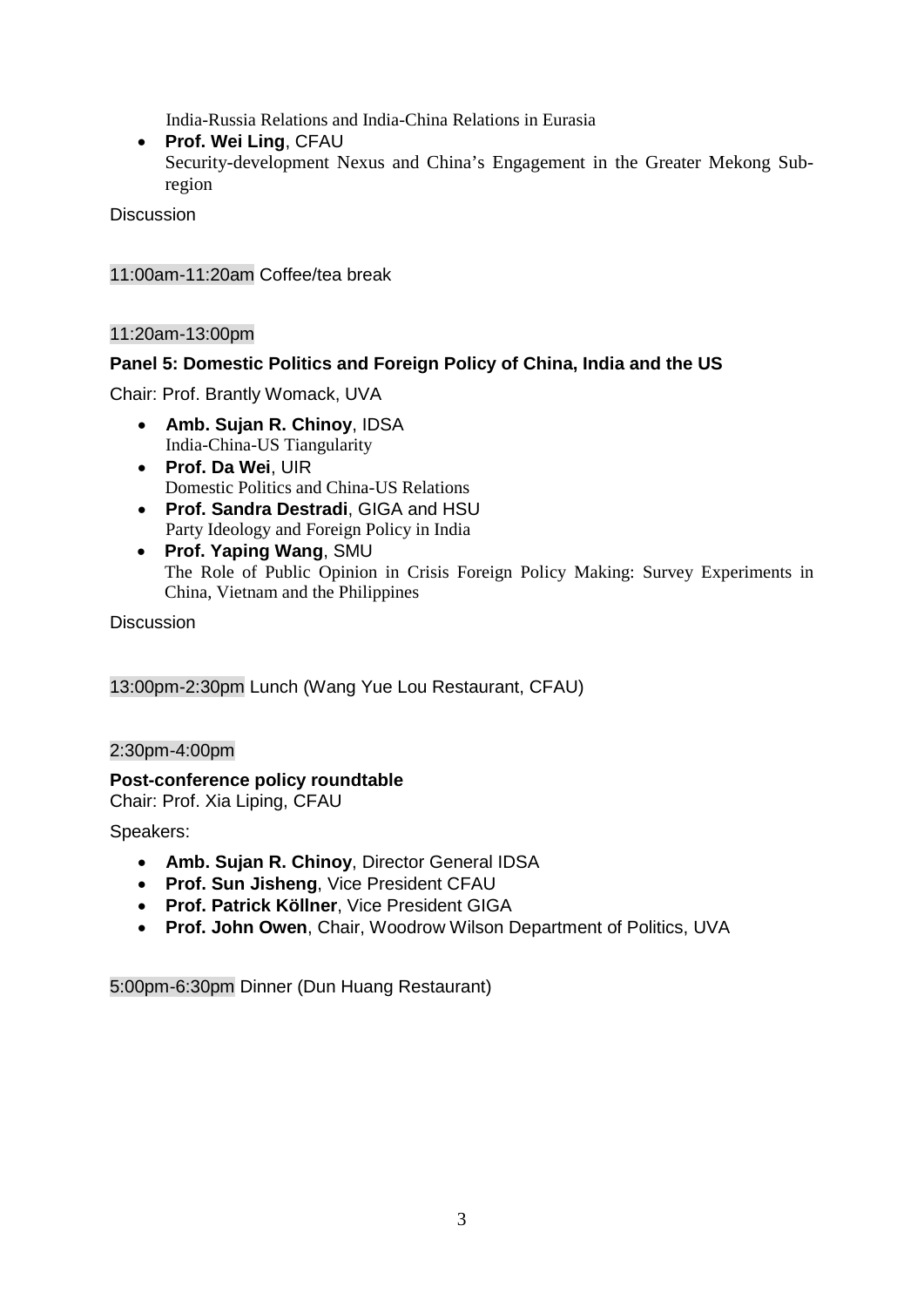India-Russia Relations and India-China Relations in Eurasia

- **Prof. Wei Ling**, CFAU
  Security-development Nexus and China's Engagement in the Greater Mekong Sub-region

Discussion

11:00am-11:20am Coffee/tea break

11:20am-13:00pm

**Panel 5: Domestic Politics and Foreign Policy of China, India and the US**

Chair: Prof. Brantly Womack, UVA

- **Amb. Sujan R. Chinoy**, IDSA
  India-China-US Tiangularity
- **Prof. Da Wei**, UIR
  Domestic Politics and China-US Relations
- **Prof. Sandra Destradi**, GIGA and HSU
  Party Ideology and Foreign Policy in India
- **Prof. Yaping Wang**, SMU
  The Role of Public Opinion in Crisis Foreign Policy Making: Survey Experiments in China, Vietnam and the Philippines

Discussion

13:00pm-2:30pm Lunch (Wang Yue Lou Restaurant, CFAU)

2:30pm-4:00pm

**Post-conference policy roundtable**
Chair: Prof. Xia Liping, CFAU

Speakers:

- **Amb. Sujan R. Chinoy**, Director General IDSA
- **Prof. Sun Jisheng**, Vice President CFAU
- **Prof. Patrick Köllner**, Vice President GIGA
- **Prof. John Owen**, Chair, Woodrow Wilson Department of Politics, UVA

5:00pm-6:30pm Dinner (Dun Huang Restaurant)